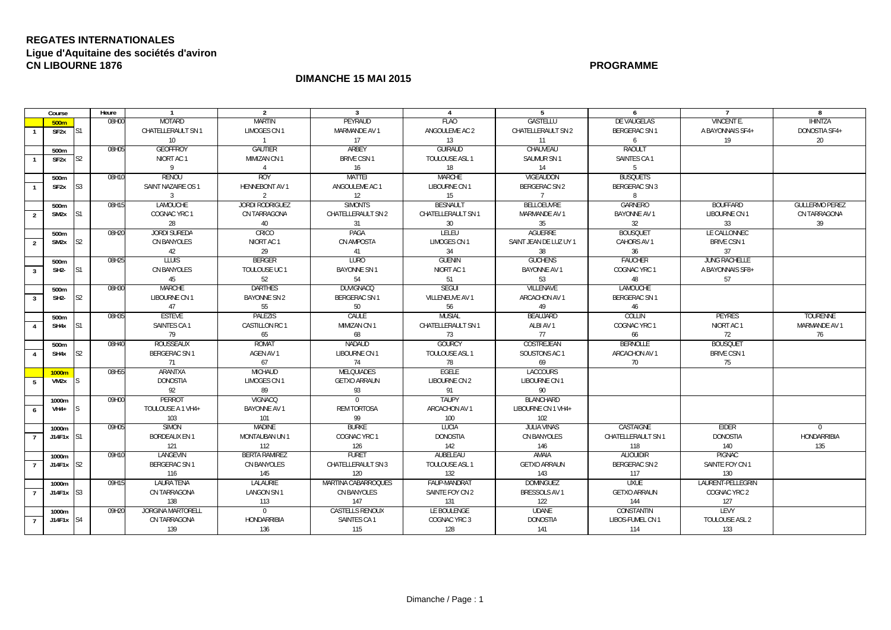**REGATES INTERNATIONALES**
**Ligue d'Aquitaine des sociétés d'aviron**
**CN LIBOURNE 1876**

**PROGRAMME**

**DIMANCHE 15 MAI 2015**

| Course | | | Heure | 1 | 2 | 3 | 4 | 5 | 6 | 7 | 8 |
|---|---|---|---|---|---|---|---|---|---|---|---|
| 1 | 500m SF2x | S1 | 08H00 | MOTARD<br>CHATELLERAULT SN 1<br>10 | MARTIN<br>LIMOGES CN 1<br>1 | PEYRAUD<br>MARMANDE AV 1<br>17 | FLAO<br>ANGOULEME AC 2<br>13 | GASTELLU<br>CHATELLERAULT SN 2<br>11 | DE VAUGELAS<br>BERGERAC SN 1<br>6 | VINCENT E.<br>A BAYONNAIS SF4+<br>19 | IHINTZA<br>DONOSTIA SF4+<br>20 |
| 1 | 500m SF2x | S2 | 08H05 | GEOFFROY<br>NIORT AC 1<br>9 | GAUTIER<br>MIMIZAN CN 1<br>4 | ARBEY<br>BRIVE CSN 1<br>16 | GUIRAUD<br>TOULOUSE ASL 1<br>18 | CHAUVEAU<br>SAUMUR SN 1<br>14 | RAOULT<br>SAINTES CA 1<br>5 | | |
| 1 | 500m SF2x | S3 | 08H10 | RENOU<br>SAINT NAZAIRE OS 1<br>3 | ROY<br>HENNEBONT AV 1<br>2 | MATTEI<br>ANGOULEME AC 1<br>12 | MARCHE<br>LIBOURNE CN 1<br>15 | VIGEAUDON<br>BERGERAC SN 2<br>7 | BUSQUETS<br>BERGERAC SN 3<br>8 | | |
| 2 | 500m SM2x | S1 | 08H15 | LAMOUCHE<br>COGNAC YRC 1<br>28 | JORDI RODRIGUEZ<br>CN TARRAGONA<br>40 | SIMONTS<br>CHATELLERAULT SN 2<br>31 | BESNAULT<br>CHATELLERAULT SN 1<br>30 | BELLOEUVRE<br>MARMANDE AV 1<br>35 | GARNERO<br>BAYONNE AV 1<br>32 | BOUFFARD<br>LIBOURNE CN 1<br>33 | GULLERMO PEREZ<br>CN TARRAGONA<br>39 |
| 2 | 500m SM2x | S2 | 08H20 | JORDI SUREDA<br>CN BANYOLES<br>42 | CRICO<br>NIORT AC 1<br>29 | PAGA<br>CN AMPOSTA<br>41 | LELEU<br>LIMOGES CN 1<br>34 | AGUERRE<br>SAINT JEAN DE LUZ UY 1<br>38 | BOUSQUET<br>CAHORS AV 1<br>36 | LE CALLONNEC<br>BRIVE CSN 1<br>37 | |
| 3 | 500m SH2- | S1 | 08H25 | LLUIS<br>CN BANYOLES<br>45 | BERGER<br>TOULOUSE UC 1<br>52 | LURO<br>BAYONNE SN 1<br>54 | GUENIN<br>NIORT AC 1<br>51 | GUCHENS<br>BAYONNE AV 1<br>53 | FAUCHER<br>COGNAC YRC 1<br>48 | JUNG RACHELLE<br>A BAYONNAIS SF8+<br>57 | |
| 3 | 500m SH2- | S2 | 08H30 | MARCHE<br>LIBOURNE CN 1<br>47 | DARTHES<br>BAYONNE SN 2<br>55 | DUVIGNACQ<br>BERGERAC SN 1<br>50 | SEGUI<br>VILLENEUVE AV 1<br>56 | VILLENAVE<br>ARCACHON AV 1<br>49 | LAMOUCHE<br>BERGERAC SN 1<br>46 | | |
| 4 | 500m SH4x | S1 | 08H35 | ESTEVE<br>SAINTES CA 1<br>79 | PALEZIS<br>CASTILLON RC 1<br>65 | CAULE<br>MIMIZAN CN 1<br>68 | MUSIAL<br>CHATELLERAULT SN 1<br>73 | BEAUJARD<br>ALBI AV 1<br>77 | COLLIN<br>COGNAC YRC 1<br>66 | PEYRES<br>NIORT AC 1<br>72 | TOURENNE<br>MARMANDE AV 1<br>76 |
| 4 | 500m SH4x | S2 | 08H40 | ROUSSEAUX<br>BERGERAC SN 1<br>71 | ROMAT<br>AGEN AV 1<br>67 | NADAUD<br>LIBOURNE CN 1<br>74 | GOURCY<br>TOULOUSE ASL 1<br>78 | COSTREJEAN<br>SOUSTONS AC 1<br>69 | BERNOLLE<br>ARCACHON AV 1<br>70 | BOUSQUET<br>BRIVE CSN 1<br>75 | |
| 5 | 1000m VM2x | S | 08H55 | ARANTXA<br>DONOSTIA<br>92 | MICHAUD<br>LIMOGES CN 1<br>89 | MELQUIADES<br>GETXO ARRAUN<br>93 | EGELE<br>LIBOURNE CN 2<br>91 | LACCOURS<br>LIBOURNE CN 1<br>90 | | | |
| 6 | 1000m VH4+ | S | 09H00 | PERROT<br>TOULOUSE A 1 VH4+<br>103 | VIGNACQ<br>BAYONNE AV 1<br>101 | 0<br>REM TORTOSA<br>99 | TAUPY<br>ARCACHON AV 1<br>100 | BLANCHARD<br>LIBOURNE CN 1 VH4+<br>102 | | | |
| 7 | 1000m J14F1x | S1 | 09H05 | SIMON<br>BORDEAUX EN 1<br>121 | MADINE<br>MONTAUBAN UN 1<br>112 | BURKE<br>COGNAC YRC 1<br>126 | LUCIA<br>DONOSTIA<br>142 | JULIA VINAS<br>CN BANYOLES<br>146 | CASTAIGNE<br>CHATELLERAULT SN 1<br>118 | EIDER<br>DONOSTIA<br>140 | 0<br>HONDARRIBIA<br>135 |
| 7 | 1000m J14F1x | S2 | 09H10 | LANGEVIN<br>BERGERAC SN 1<br>116 | BERTA RAMIREZ<br>CN BANYOLES<br>145 | FURET<br>CHATELLERAULT SN 3<br>120 | AUBELEAU<br>TOULOUSE ASL 1<br>132 | AMAIA<br>GETXO ARRAUN<br>143 | ALIOUIDIR<br>BERGERAC SN 2<br>117 | PIGNAC<br>SAINTE FOY CN 1<br>130 | |
| 7 | 1000m J14F1x | S3 | 09H15 | LAURA TENA<br>CN TARRAGONA<br>138 | LALAURIE<br>LANGON SN 1<br>113 | MARTINA CABARROQUES<br>CN BANYOLES<br>147 | FAUP-MANDRAT<br>SAINTE FOY CN 2<br>131 | DOMINGUEZ<br>BRESSOLS AV 1<br>122 | UXUE<br>GETXO ARRAUN<br>144 | LAURENT-PELLEGRIN<br>COGNAC YRC 2<br>127 | |
| 7 | 1000m J14F1x | S4 | 09H20 | JORGINA MARTORELL<br>CN TARRAGONA<br>139 | 0<br>HONDARRIBIA<br>136 | CASTELLS RENOUX<br>SAINTES CA 1<br>115 | LE BOULENGE<br>COGNAC YRC 3<br>128 | UDANE<br>DONOSTIA<br>141 | CONSTANTIN<br>LIBOS-FUMEL CN 1<br>114 | LEVY<br>TOULOUSE ASL 2<br>133 | |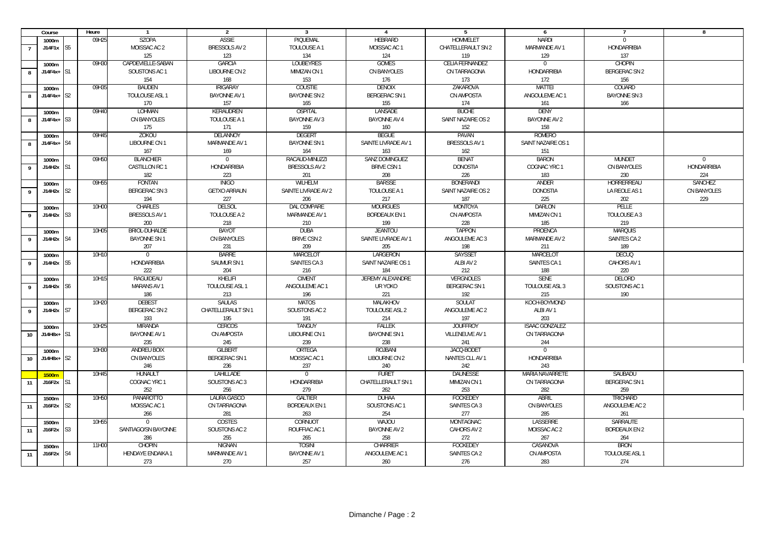| Course | | | Heure | 1 | 2 | 3 | 4 | 5 | 6 | 7 | 8 |
|---|---|---|---|---|---|---|---|---|---|---|---|
| | 1000m | | 09H25 | SZOPA | ASSIE | PIQUEMAL | HEBRARD | HOMMELET | NARDI | 0 | |
| 7 | J14F1x | S5 | | MOISSAC AC 2 | BRESSOLS AV 2 | TOULOUSE A 1 | MOISSAC AC 1 | CHATELLERAULT SN 2 | MARMANDE AV 1 | HONDARRIBIA | |
| | | | | 125 | 123 | 134 | 124 | 119 | 129 | 137 | |
| | 1000m | | 09H30 | CAPDEVIELLE-SABAN | GARCIA | LOUBEYRES | GOMES | CELIA FERNANDEZ | 0 | CHOPIN | |
| 8 | J14F4x+ | S1 | | SOUSTONS AC 1 | LIBOURNE CN 2 | MIMIZAN CN 1 | CN BANYOLES | CN TARRAGONA | HONDARRIBIA | BERGERAC SN 2 | |
| | | | | 154 | 168 | 153 | 176 | 173 | 172 | 156 | |
| | 1000m | | 09H35 | BAUDEN | IRIGARAY | COUSTIE | DENOIX | ZAKAROVA | MATTEI | COUARD | |
| 8 | J14F4x+ | S2 | | TOULOUSE ASL 1 | BAYONNE AV 1 | BAYONNE SN 2 | BERGERAC SN 1 | CN AMPOSTA | ANGOULEME AC 1 | BAYONNE SN 3 | |
| | | | | 170 | 157 | 165 | 155 | 174 | 161 | 166 | |
| | 1000m | | 09H40 | LOHMAN | KERAUDREN | OSPITAL | LANSADE | BUCHE | DENY | | |
| 8 | J14F4x+ | S3 | | CN BANYOLES | TOULOUSE A 1 | BAYONNE AV 3 | BAYONNE AV 4 | SAINT NAZAIRE OS 2 | BAYONNE AV 2 | | |
| | | | | 175 | 171 | 159 | 160 | 152 | 158 | | |
| | 1000m | | 09H45 | ZOKOU | DELANNOY | DEGERT | BEGUE | PAVAN | ROMERO | | |
| 8 | J14F4x+ | S4 | | LIBOURNE CN 1 | MARMANDE AV 1 | BAYONNE SN 1 | SAINTE LIVRADE AV 1 | BRESSOLS AV 1 | SAINT NAZAIRE OS 1 | | |
| | | | | 167 | 169 | 164 | 163 | 162 | 151 | | |
| | 1000m | | 09H50 | BLANCHIER | 0 | RACAUD-MINUZZI | SANZ DOMINGUEZ | BENAT | BARON | MUNDET | 0 |
| 9 | J14H2x | S1 | | CASTILLON RC 1 | HONDARRIBIA | BRESSOLS AV 2 | BRIVE CSN 1 | DONOSTIA | COGNAC YRC 1 | CN BANYOLES | HONDARRIBIA |
| | | | | 182 | 223 | 201 | 208 | 226 | 183 | 230 | 224 |
| | 1000m | | 09H55 | FONTAN | INIGO | WILHELM | BARSSE | BONERANDI | ANDER | HORRERREAU | SANCHEZ |
| 9 | J14H2x | S2 | | BERGERAC SN 3 | GETXO ARRAUN | SAINTE LIVRADE AV 2 | TOULOUSE A 1 | SAINT NAZAIRE OS 2 | DONOSTIA | LA REOLE AS 1 | CN BANYOLES |
| | | | | 194 | 227 | 206 | 217 | 187 | 225 | 202 | 229 |
| | 1000m | | 10H00 | CHARLES | DELSOL | DAL COMPARE | MOURGUES | MONTOYA | DARLON | PELLE | |
| 9 | J14H2x | S3 | | BRESSOLS AV 1 | TOULOUSE A 2 | MARMANDE AV 1 | BORDEAUX EN 1 | CN AMPOSTA | MIMIZAN CN 1 | TOULOUSE A 3 | |
| | | | | 200 | 218 | 210 | 199 | 228 | 185 | 219 | |
| | 1000m | | 10H05 | BRIOL-DUHALDE | BAYOT | DUBA | JEANTOU | TAPPON | PROENCA | MARQUIS | |
| 9 | J14H2x | S4 | | BAYONNE SN 1 | CN BANYOLES | BRIVE CSN 2 | SAINTE LIVRADE AV 1 | ANGOULEME AC 3 | MARMANDE AV 2 | SAINTES CA 2 | |
| | | | | 207 | 231 | 209 | 205 | 198 | 211 | 189 | |
| | 1000m | | 10H10 | 0 | BARRE | MARCELOT | LARGERON | SAYSSET | MARCELOT | DECUQ | |
| 9 | J14H2x | S5 | | HONDARRIBIA | SAUMUR SN 1 | SAINTES CA 3 | SAINT NAZAIRE OS 1 | ALBI AV 2 | SAINTES CA 1 | CAHORS AV 1 | |
| | | | | 222 | 204 | 216 | 184 | 212 | 188 | 220 | |
| | 1000m | | 10H15 | RAGUIDEAU | KHELIFI | CIMENT | JEREMY ALEXANDRE | VERGNOLES | SENE | DELORD | |
| 9 | J14H2x | S6 | | MARANS AV 1 | TOULOUSE ASL 1 | ANGOULEME AC 1 | UR YOKO | BERGERAC SN 1 | TOULOUSE ASL 3 | SOUSTONS AC 1 | |
| | | | | 186 | 213 | 196 | 221 | 192 | 215 | 190 | |
| | 1000m | | 10H20 | DEBEST | SAULAS | MATOS | MALAKHOV | SOULAT | KOCH-BOYMOND | | |
| 9 | J14H2x | S7 | | BERGERAC SN 2 | CHATELLERAULT SN 1 | SOUSTONS AC 2 | TOULOUSE ASL 2 | ANGOULEME AC 2 | ALBI AV 1 | | |
| | | | | 193 | 195 | 191 | 214 | 197 | 203 | | |
| | 1000m | | 10H25 | MIRANDA | CERCOS | TANGUY | FALLEK | JOUFFROY | ISAAC GONZALEZ | | |
| 10 | J14H8x+ | S1 | | BAYONNE AV 1 | CN AMPOSTA | LIBOURNE CN 1 | BAYONNE SN 1 | VILLENEUVE AV 1 | CN TARRAGONA | | |
| | | | | 235 | 245 | 239 | 238 | 241 | 244 | | |
| | 1000m | | 10H30 | ANDREU BOIX | GILBERT | ORTEGA | ROJBANI | JACQ-BODET | 0 | | |
| 10 | J14H8x+ | S2 | | CN BANYOLES | BERGERAC SN 1 | MOISSAC AC 1 | LIBOURNE CN 2 | NANTES CLL AV 1 | HONDARRIBIA | | |
| | | | | 246 | 236 | 237 | 240 | 242 | 243 | | |
| | 1500m | | 10H45 | HUNAULT | LAHILLADE | 0 | FURET | DAUNESSE | MARIA NAVARRETE | SAUBADU | |
| 11 | J16F2x | S1 | | COGNAC YRC 1 | SOUSTONS AC 3 | HONDARRIBIA | CHATELLERAULT SN 1 | MIMIZAN CN 1 | CN TARRAGONA | BERGERAC SN 1 | |
| | | | | 252 | 256 | 279 | 262 | 253 | 282 | 259 | |
| | 1500m | | 10H50 | PANAROTTO | LAURA GASCO | GALTIER | DUHAA | FOCKEDEY | ABRIL | TRICHARD | |
| 11 | J16F2x | S2 | | MOISSAC AC 1 | CN TARRAGONA | BORDEAUX EN 1 | SOUSTONS AC 1 | SAINTES CA 3 | CN BANYOLES | ANGOULEME AC 2 | |
| | | | | 266 | 281 | 263 | 254 | 277 | 285 | 261 | |
| | 1500m | | 10H55 | 0 | COSTES | CORNUOT | WAJOU | MONTAGNAC | LASSERRE | SARRAUTE | |
| 11 | J16F2x | S3 | | SANTIAGO/SN BAYONNE | SOUSTONS AC 2 | ROUFFIAC AC 1 | BAYONNE AV 2 | CAHORS AV 2 | MOISSAC AC 2 | BORDEAUX EN 2 | |
| | | | | 286 | 255 | 265 | 258 | 272 | 267 | 264 | |
| | 1500m | | 11H00 | CHOPIN | NIGNAN | TOSINI | CHARRIER | FOCKEDEY | CASANOVA | BRON | |
| 11 | J16F2x | S4 | | HENDAYE ENDAIKA 1 | MARMANDE AV 1 | BAYONNE AV 1 | ANGOULEME AC 1 | SAINTES CA 2 | CN AMPOSTA | TOULOUSE ASL 1 | |
| | | | | 273 | 270 | 257 | 260 | 276 | 283 | 274 | |

Dimanche / Page : 2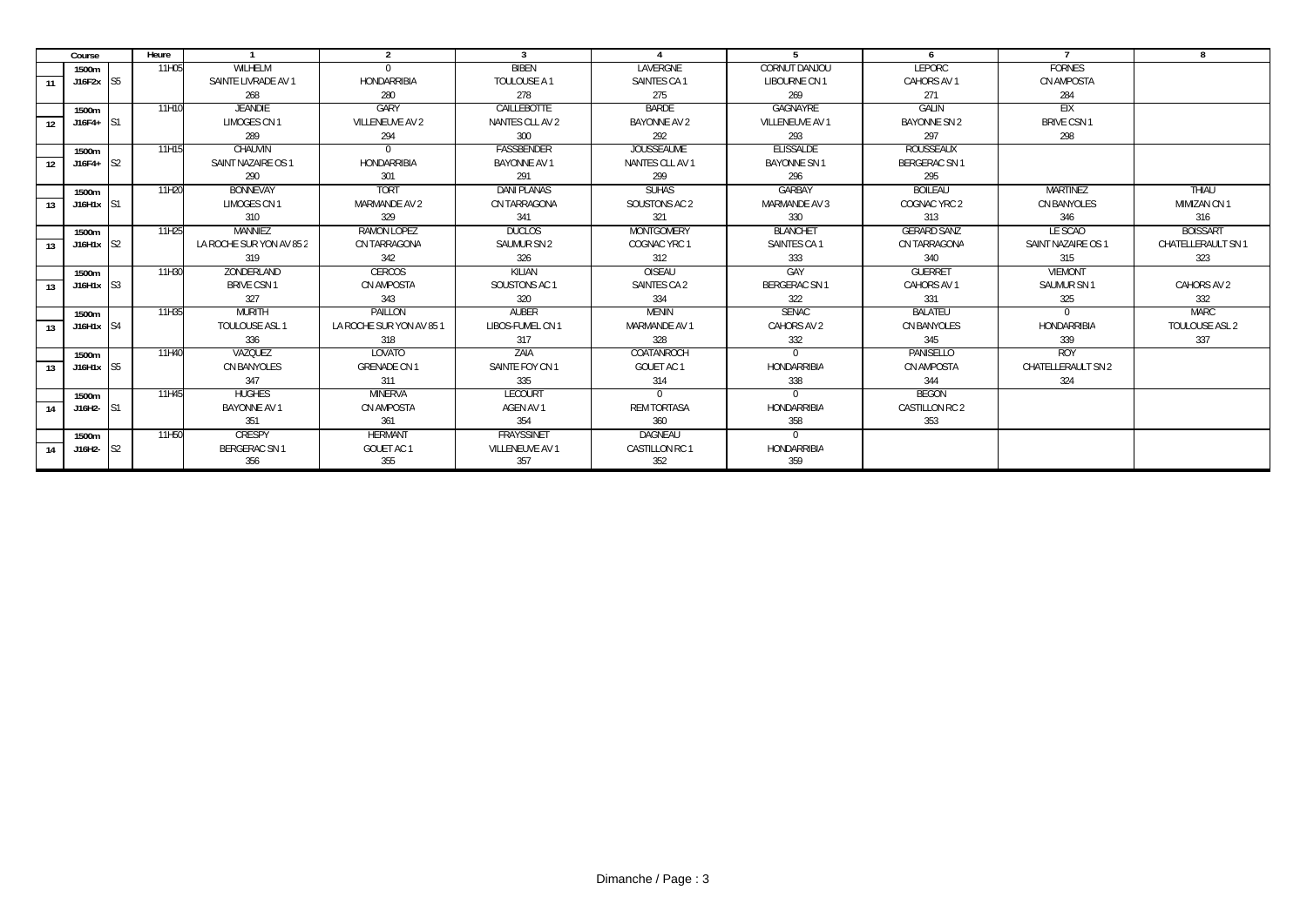| Course | | | Heure | 1 | 2 | 3 | 4 | 5 | 6 | 7 | 8 |
|---|---|---|---|---|---|---|---|---|---|---|---|
| | 1500m | | 11H05 | WILHELM | 0 | BIBEN | LAVERGNE | CORNUT DANJOU | LEPORC | FORNES | |
| 11 | J16F2x | S5 | | SAINTE LIVRADE AV 1 | HONDARRIBIA | TOULOUSE A 1 | SAINTES CA 1 | LIBOURNE CN 1 | CAHORS AV 1 | CN AMPOSTA | |
| | | | | 268 | 280 | 278 | 275 | 269 | 271 | 284 | |
| | 1500m | | 11H10 | JEANDIE | GARY | CAILLEBOTTE | BARDE | GAGNAYRE | GALIN | EIX | |
| 12 | J16F4+ | S1 | | LIMOGES CN 1 | VILLENEUVE AV 2 | NANTES CLL AV 2 | BAYONNE AV 2 | VILLENEUVE AV 1 | BAYONNE SN 2 | BRIVE CSN 1 | |
| | | | | 289 | 294 | 300 | 292 | 293 | 297 | 298 | |
| | 1500m | | 11H15 | CHAUVIN | 0 | FASSBENDER | JOUSSEAUME | ELISSALDE | ROUSSEAUX | | |
| 12 | J16F4+ | S2 | | SAINT NAZAIRE OS 1 | HONDARRIBIA | BAYONNE AV 1 | NANTES CLL AV 1 | BAYONNE SN 1 | BERGERAC SN 1 | | |
| | | | | 290 | 301 | 291 | 299 | 296 | 295 | | |
| | 1500m | | 11H20 | BONNEVAY | TORT | DANI PLANAS | SUHAS | GARBAY | BOILEAU | MARTINEZ | THIAU |
| 13 | J16H1x | S1 | | LIMOGES CN 1 | MARMANDE AV 2 | CN TARRAGONA | SOUSTONS AC 2 | MARMANDE AV 3 | COGNAC YRC 2 | CN BANYOLES | MIMIZAN CN 1 |
| | | | | 310 | 329 | 341 | 321 | 330 | 313 | 346 | 316 |
| | 1500m | | 11H25 | MANNIEZ | RAMON LOPEZ | DUCLOS | MONTGOMERY | BLANCHET | GERARD SANZ | LE SCAO | BOISSART |
| 13 | J16H1x | S2 | | LA ROCHE SUR YON AV 85 2 | CN TARRAGONA | SAUMUR SN 2 | COGNAC YRC 1 | SAINTES CA 1 | CN TARRAGONA | SAINT NAZAIRE OS 1 | CHATELLERAULT SN 1 |
| | | | | 319 | 342 | 326 | 312 | 333 | 340 | 315 | 323 |
| | 1500m | | 11H30 | ZONDERLAND | CERCOS | KILIAN | OISEAU | GAY | GUERRET | VIEMONT | |
| 13 | J16H1x | S3 | | BRIVE CSN 1 | CN AMPOSTA | SOUSTONS AC 1 | SAINTES CA 2 | BERGERAC SN 1 | CAHORS AV 1 | SAUMUR SN 1 | CAHORS AV 2 |
| | | | | 327 | 343 | 320 | 334 | 322 | 331 | 325 | 332 |
| | 1500m | | 11H35 | MURITH | PAILLON | AUBER | MENIN | SENAC | BALATEU | 0 | MARC |
| 13 | J16H1x | S4 | | TOULOUSE ASL 1 | LA ROCHE SUR YON AV 85 1 | LIBOS-FUMEL CN 1 | MARMANDE AV 1 | CAHORS AV 2 | CN BANYOLES | HONDARRIBIA | TOULOUSE ASL 2 |
| | | | | 336 | 318 | 317 | 328 | 332 | 345 | 339 | 337 |
| | 1500m | | 11H40 | VAZQUEZ | LOVATO | ZAIA | COATANROCH | 0 | PANISELLO | ROY | |
| 13 | J16H1x | S5 | | CN BANYOLES | GRENADE CN 1 | SAINTE FOY CN 1 | GOUET AC 1 | HONDARRIBIA | CN AMPOSTA | CHATELLERAULT SN 2 | |
| | | | | 347 | 311 | 335 | 314 | 338 | 344 | 324 | |
| | 1500m | | 11H45 | HUGHES | MINERVA | LECOURT | 0 | 0 | BEGON | | |
| 14 | J16H2- | S1 | | BAYONNE AV 1 | CN AMPOSTA | AGEN AV 1 | REM TORTASA | HONDARRIBIA | CASTILLON RC 2 | | |
| | | | | 351 | 361 | 354 | 360 | 358 | 353 | | |
| | 1500m | | 11H50 | CRESPY | HERMANT | FRAYSSINET | DAGNEAU | 0 | | | |
| 14 | J16H2- | S2 | | BERGERAC SN 1 | GOUET AC 1 | VILLENEUVE AV 1 | CASTILLON RC 1 | HONDARRIBIA | | | |
| | | | | 356 | 355 | 357 | 352 | 359 | | | |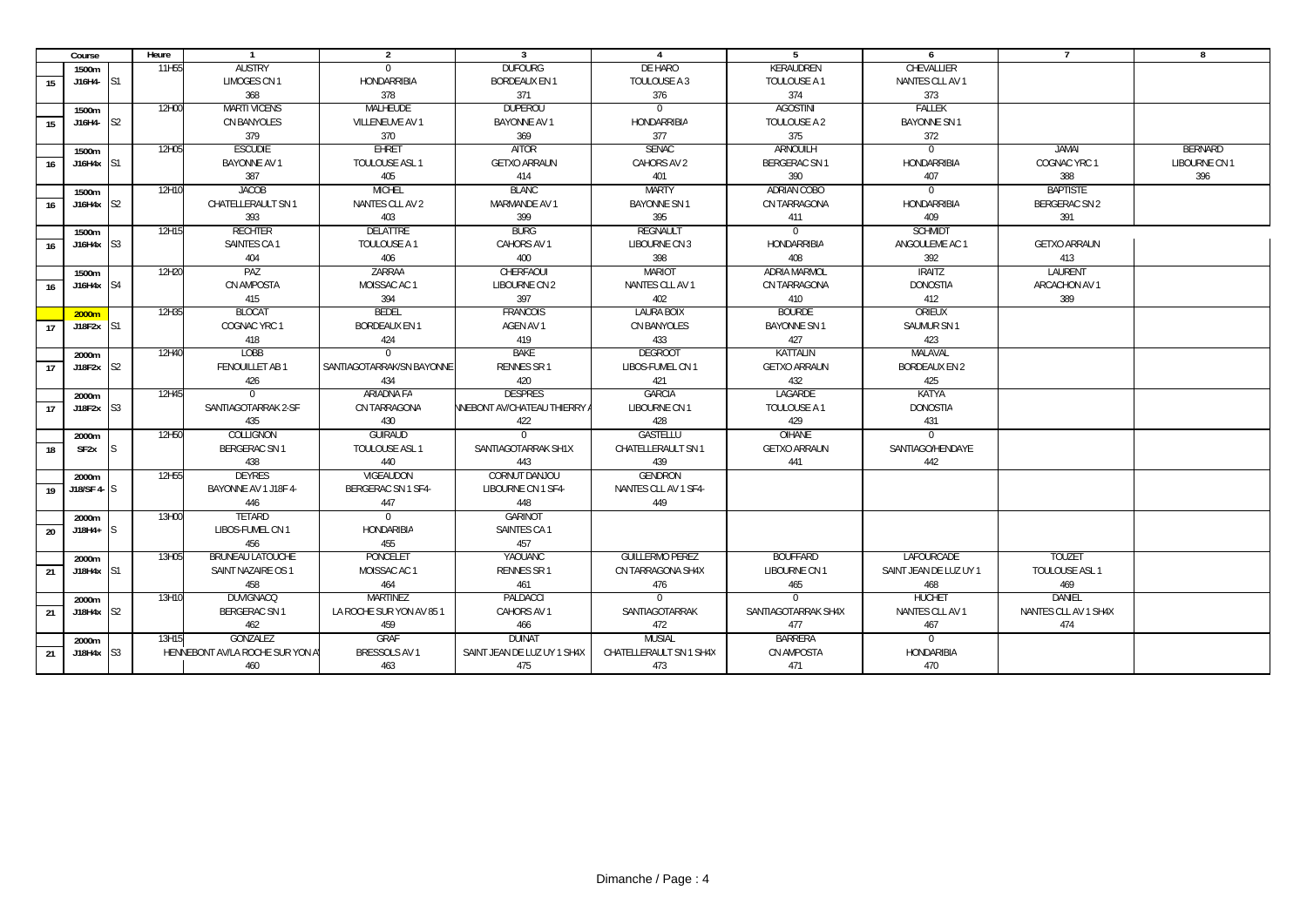| Course | | Heure | 1 | 2 | 3 | 4 | 5 | 6 | 7 | 8 |
|---|---|---|---|---|---|---|---|---|---|---|
| 15 | 1500m J16H4- | S1 | 11H55 | AUSTRY LIMOGES CN 1 368 | 0 HONDARRIBIA 378 | DUFOURG BORDEAUX EN 1 371 | DE HARO TOULOUSE A 3 376 | KERAUDREN TOULOUSE A 1 374 | CHEVALLIER NANTES CLL AV 1 373 | | |
| 15 | 1500m J16H4- | S2 | 12H00 | MARTI VICENS CN BANYOLES 379 | MALHEUDE VILLENEUVE AV 1 370 | DUPEROU BAYONNE AV 1 369 | 0 HONDARRIBIA 377 | AGOSTINI TOULOUSE A 2 375 | FALLEK BAYONNE SN 1 372 | | |
| 16 | 1500m J16H4x | S1 | 12H05 | ESCUDIE BAYONNE AV 1 387 | EHRET TOULOUSE ASL 1 405 | AITOR GETXO ARRAUN 414 | SENAC CAHORS AV 2 401 | ARNOUILH BERGERAC SN 1 390 | 0 HONDARRIBIA 407 | JAMAI COGNAC YRC 1 388 | BERNARD LIBOURNE CN 1 396 |
| 16 | 1500m J16H4x | S2 | 12H10 | JACOB CHATELLERAULT SN 1 393 | MICHEL NANTES CLL AV 2 403 | BLANC MARMANDE AV 1 399 | MARTY BAYONNE SN 1 395 | ADRIAN COBO CN TARRAGONA 411 | 0 HONDARRIBIA 409 | BAPTISTE BERGERAC SN 2 391 | |
| 16 | 1500m J16H4x | S3 | 12H15 | RECHTER SAINTES CA 1 404 | DELATTRE TOULOUSE A 1 406 | BURG CAHORS AV 1 400 | REGNAULT LIBOURNE CN 3 398 | 0 HONDARRIBIA 408 | SCHMIDT ANGOULEME AC 1 392 | GETXO ARRAUN 413 | |
| 16 | 1500m J16H4x | S4 | 12H20 | PAZ CN AMPOSTA 415 | ZARRAA MOISSAC AC 1 394 | CHERFAOUI LIBOURNE CN 2 397 | MARIOT NANTES CLL AV 1 402 | ADRIA MARMOL CN TARRAGONA 410 | IRAITZ DONOSTIA 412 | LAURENT ARCACHON AV 1 389 | |
| 17 | 2000m J18F2x | S1 | 12H35 | BLOCAT COGNAC YRC 1 418 | BEDEL BORDEAUX EN 1 424 | FRANCOIS AGEN AV 1 419 | LAURA BOIX CN BANYOLES 433 | BOURDE BAYONNE SN 1 427 | ORIEUX SAUMUR SN 1 423 | | |
| 17 | 2000m J18F2x | S2 | 12H40 | LOBB FENOUILLET AB 1 426 | 0 SANTIAGOTARRAK/SN BAYONNE 434 | BAKE RENNES SR 1 420 | DEGROOT LIBOS-FUMEL CN 1 421 | KATTALIN GETXO ARRAUN 432 | MALAVAL BORDEAUX EN 2 425 | | |
| 17 | 2000m J18F2x | S3 | 12H45 | 0 SANTIAGOTARRAK 2-SF 435 | ARIADNA FA CN TARRAGONA 430 | DESPRES NNEBONT AV/CHATEAU THIERRY A 422 | GARCIA LIBOURNE CN 1 428 | LAGARDE TOULOUSE A 1 429 | KATYA DONOSTIA 431 | | |
| 18 | 2000m SF2x | S | 12H50 | COLLIGNON BERGERAC SN 1 438 | GUIRAUD TOULOUSE ASL 1 440 | 0 SANTIAGOTARRAK SH1X 443 | GASTELLU CHATELLERAULT SN 1 439 | OIHANE GETXO ARRAUN 441 | 0 SANTIAGO/HENDAYE 442 | | |
| 19 | 2000m J18/SF 4- | S | 12H55 | DEYRES BAYONNE AV 1 J18F 4- 446 | VIGEAUDON BERGERAC SN 1 SF4- 447 | CORNUT DANJOU LIBOURNE CN 1 SF4- 448 | GENDRON NANTES CLL AV 1 SF4- 449 | | | | |
| 20 | 2000m J18H4+ | S | 13H00 | TETARD LIBOS-FUMEL CN 1 456 | 0 HONDARIBIA 455 | GARINOT SAINTES CA 1 457 | | | | | |
| 21 | 2000m J18H4x | S1 | 13H05 | BRUNEAU LATOUCHE SAINT NAZAIRE OS 1 458 | PONCELET MOISSAC AC 1 464 | YAOUANC RENNES SR 1 461 | GUILLERMO PEREZ CN TARRAGONA SH4X 476 | BOUFFARD LIBOURNE CN 1 465 | LAFOURCADE SAINT JEAN DE LUZ UY 1 468 | TOUZET TOULOUSE ASL 1 469 | |
| 21 | 2000m J18H4x | S2 | 13H10 | DUVIGNACQ BERGERAC SN 1 462 | MARTINEZ LA ROCHE SUR YON AV 85 1 459 | PALDACCI CAHORS AV 1 466 | 0 SANTIAGOTARRAK 472 | 0 SANTIAGOTARRAK SH4X 477 | HUCHET NANTES CLL AV 1 467 | DANIEL NANTES CLL AV 1 SH4X 474 | |
| 21 | 2000m J18H4x | S3 | 13H15 | GONZALEZ HENNEBONT AV/LA ROCHE SUR YON A 460 | GRAF BRESSOLS AV 1 463 | DUINAT SAINT JEAN DE LUZ UY 1 SH4X 475 | MUSIAL CHATELLERAULT SN 1 SH4X 473 | BARRERA CN AMPOSTA 471 | 0 HONDARIBIA 470 | | |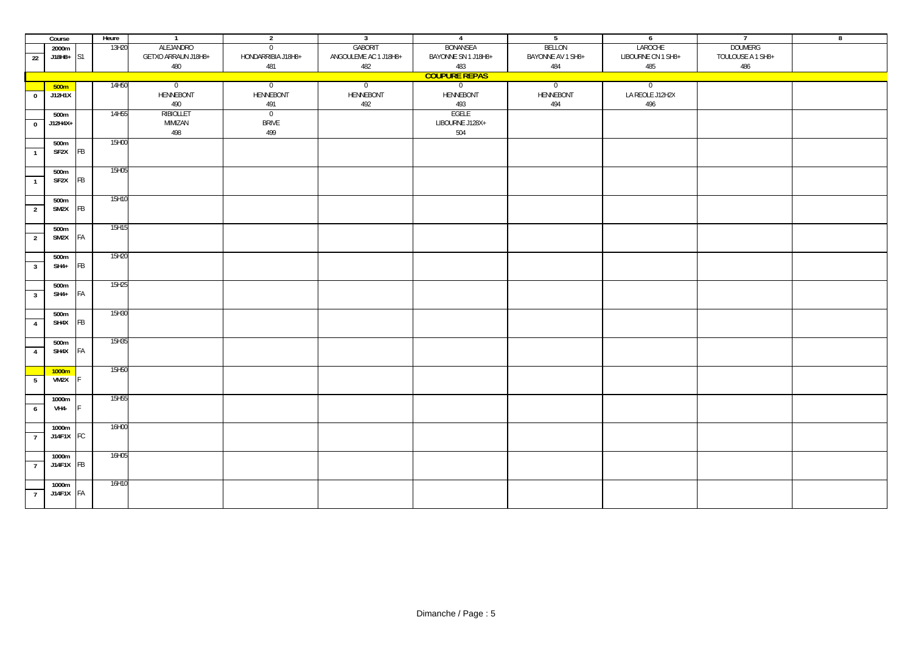| | Course | | Heure | 1 | 2 | 3 | 4 | 5 | 6 | 7 | 8 |
|---|---|---|---|---|---|---|---|---|---|---|---|
| 22 | 2000m J18H8+ | S1 | 13H20 | ALEJANDRO GETXO ARRAUN J18H8+ 480 | 0 HONDARRIBIA J18H8+ 481 | GABORIT ANGOULEME AC 1 J18H8+ 482 | BONANSEA BAYONNE SN 1 J18H8+ 483 | BELLON BAYONNE AV 1 SH8+ 484 | LAROCHE LIBOURNE CN 1 SH8+ 485 | DOUMERG TOULOUSE A 1 SH8+ 486 | |
| | | | | | | | COUPURE REPAS | | | | |
| 0 | 500m J12H1X | | 14H50 | 0 HENNEBONT 490 | 0 HENNEBONT 491 | 0 HENNEBONT 492 | 0 HENNEBONT 493 | 0 HENNEBONT 494 | 0 LA REOLE J12H2X 496 | | |
| 0 | 500m J12H4X+ | | 14H55 | RIBIOLLET MIMIZAN 498 | 0 BRIVE 499 | | EGELE LIBOURNE J12&X+ 504 | | | | |
| 1 | 500m SF2X | FB | 15H00 | | | | | | | | |
| 1 | 500m SF2X | FB | 15H05 | | | | | | | | |
| 2 | 500m SM2X | FB | 15H10 | | | | | | | | |
| 2 | 500m SM2X | FA | 15H15 | | | | | | | | |
| 3 | 500m SH4+ | FB | 15H20 | | | | | | | | |
| 3 | 500m SH4+ | FA | 15H25 | | | | | | | | |
| 4 | 500m SH4X | FB | 15H30 | | | | | | | | |
| 4 | 500m SH4X | FA | 15H35 | | | | | | | | |
| 5 | 1000m VM2X | F | 15H50 | | | | | | | | |
| 6 | 1000m VH4- | F | 15H55 | | | | | | | | |
| 7 | 1000m J14F1X | FC | 16H00 | | | | | | | | |
| 7 | 1000m J14F1X | FB | 16H05 | | | | | | | | |
| 7 | 1000m J14F1X | FA | 16H10 | | | | | | | | |

Dimanche / Page : 5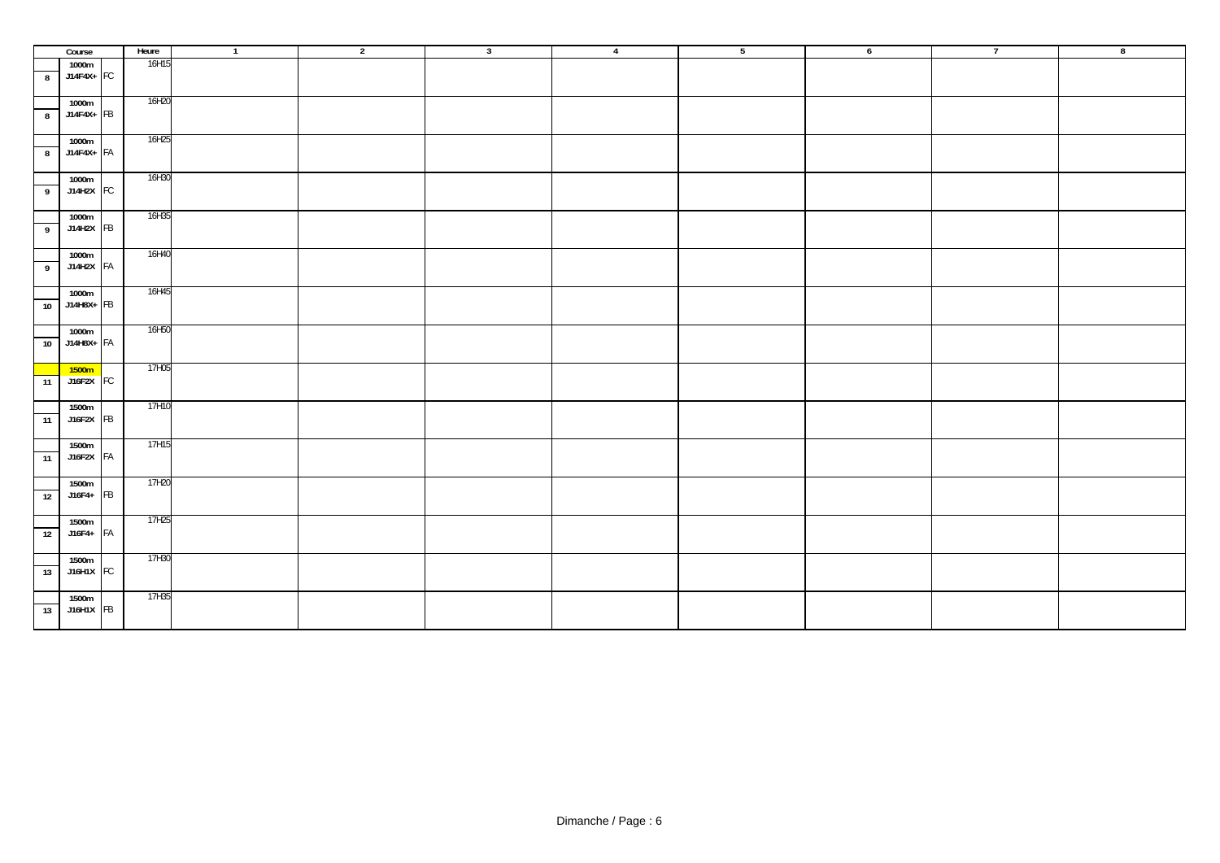| Course | | | Heure | 1 | 2 | 3 | 4 | 5 | 6 | 7 | 8 |
|---|---|---|---|---|---|---|---|---|---|---|---|
| 8 | 1000m J14F4X+ | FC | 16H15 | | | | | | | | |
| 8 | 1000m J14F4X+ | FB | 16H20 | | | | | | | | |
| 8 | 1000m J14F4X+ | FA | 16H25 | | | | | | | | |
| 9 | 1000m J14H2X | FC | 16H30 | | | | | | | | |
| 9 | 1000m J14H2X | FB | 16H35 | | | | | | | | |
| 9 | 1000m J14H2X | FA | 16H40 | | | | | | | | |
| 10 | 1000m J14H8X+ | FB | 16H45 | | | | | | | | |
| 10 | 1000m J14H8X+ | FA | 16H50 | | | | | | | | |
| 11 | 1500m J16F2X | FC | 17H05 | | | | | | | | |
| 11 | 1500m J16F2X | FB | 17H10 | | | | | | | | |
| 11 | 1500m J16F2X | FA | 17H15 | | | | | | | | |
| 12 | 1500m J16F4+ | FB | 17H20 | | | | | | | | |
| 12 | 1500m J16F4+ | FA | 17H25 | | | | | | | | |
| 13 | 1500m J16H1X | FC | 17H30 | | | | | | | | |
| 13 | 1500m J16H1X | FB | 17H35 | | | | | | | | |

Dimanche / Page : 6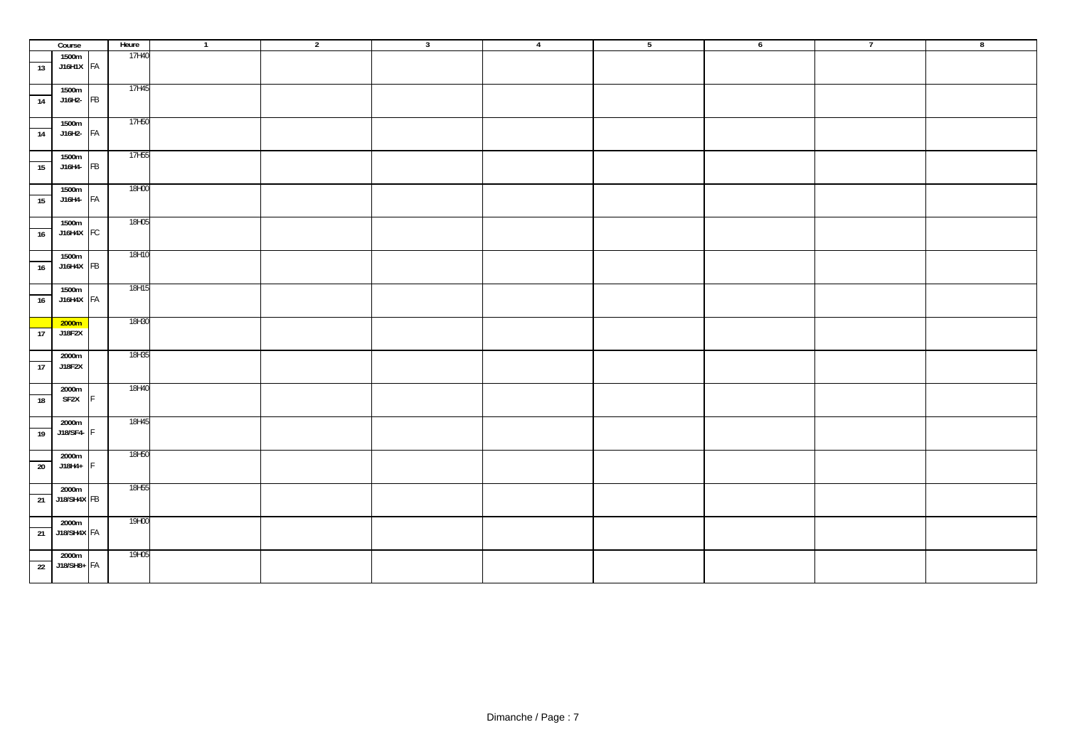| Course | | | Heure | 1 | 2 | 3 | 4 | 5 | 6 | 7 | 8 |
|---|---|---|---|---|---|---|---|---|---|---|---|
| 13 | 1500m J16H1X | FA | 17H40 | | | | | | | | |
| 14 | 1500m J16H2- | FB | 17H45 | | | | | | | | |
| 14 | 1500m J16H2- | FA | 17H50 | | | | | | | | |
| 15 | 1500m J16H4- | FB | 17H55 | | | | | | | | |
| 15 | 1500m J16H4- | FA | 18H00 | | | | | | | | |
| 16 | 1500m J16H4X | FC | 18H05 | | | | | | | | |
| 16 | 1500m J16H4X | FB | 18H10 | | | | | | | | |
| 16 | 1500m J16H4X | FA | 18H15 | | | | | | | | |
| 17 | 2000m J18F2X | | 18H30 | | | | | | | | |
| 17 | 2000m J18F2X | | 18H35 | | | | | | | | |
| 18 | 2000m SF2X | F | 18H40 | | | | | | | | |
| 19 | 2000m J18/SF4- | F | 18H45 | | | | | | | | |
| 20 | 2000m J18H4+ | F | 18H50 | | | | | | | | |
| 21 | 2000m J18/SH4X | FB | 18H55 | | | | | | | | |
| 21 | 2000m J18/SH4X | FA | 19H00 | | | | | | | | |
| 22 | 2000m J18/SH8+ | FA | 19H05 | | | | | | | | |

Dimanche